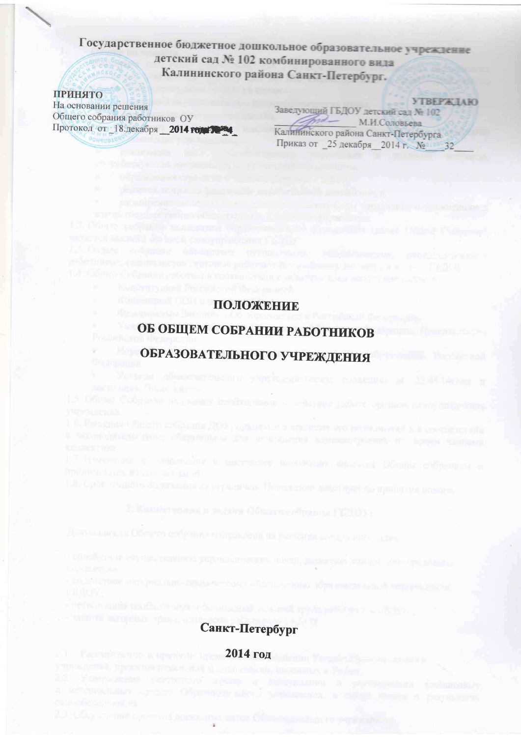# Государственное бюджетное дошкольное образовательное учреждение детский сад № 102 комбинированного вида Калининского района Санкт-Петербург.

ПРИНЯТО
На основании решения
Общего собрания работников ОУ
Протокол от 18 декабря __2014 года №_4_

УТВЕРЖДАЮ
Заведующий ГБДОУ детский сад № 102
________________ М.И.Соловьева
Калининского района Санкт-Петербурга
Приказ от _25 декабря__2014 г. №____32____

# ПОЛОЖЕНИЕ
# ОБ ОБЩЕМ СОБРАНИИ РАБОТНИКОВ
# ОБРАЗОВАТЕЛЬНОГО УЧРЕЖДЕНИЯ

Санкт-Петербург

2014 год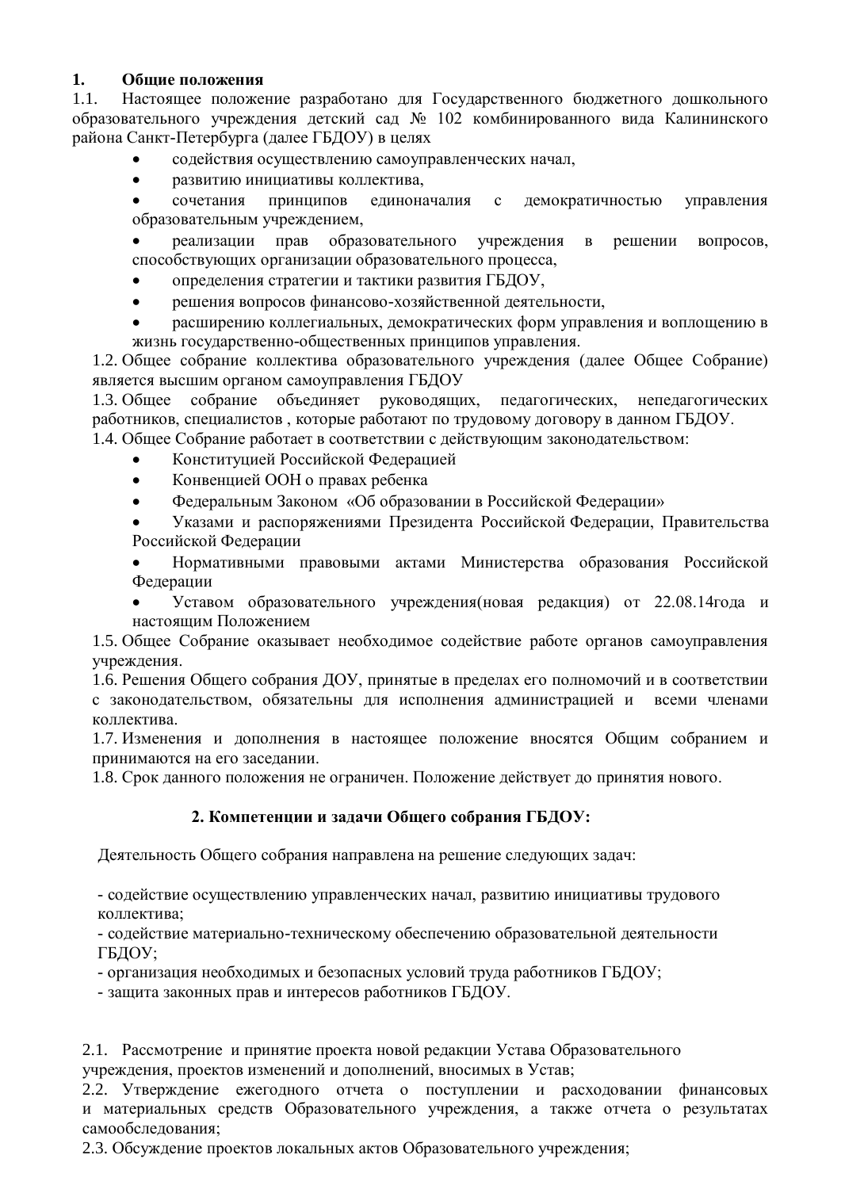## 1. Общие положения

1.1. Настоящее положение разработано для Государственного бюджетного дошкольного образовательного учреждения детский сад № 102 комбинированного вида Калининского района Санкт-Петербурга (далее ГБДОУ) в целях

- содействия осуществлению самоуправленческих начал,
- развитию инициативы коллектива,
- сочетания принципов единоначалия с демократичностью управления образовательным учреждением,
- реализации прав образовательного учреждения в решении вопросов, способствующих организации образовательного процесса,
- определения стратегии и тактики развития ГБДОУ,
- решения вопросов финансово-хозяйственной деятельности,
- расширению коллегиальных, демократических форм управления и воплощению в жизнь государственно-общественных принципов управления.

1.2. Общее собрание коллектива образовательного учреждения (далее Общее Собрание) является высшим органом самоуправления ГБДОУ

1.3. Общее собрание объединяет руководящих, педагогических, непедагогических работников, специалистов , которые работают по трудовому договору в данном ГБДОУ.

1.4. Общее Собрание работает в соответствии с действующим законодательством:

- Конституцией Российской Федерацией
- Конвенцией ООН о правах ребенка
- Федеральным Законом «Об образовании в Российской Федерации»
- Указами и распоряжениями Президента Российской Федерации, Правительства Российской Федерации
- Нормативными правовыми актами Министерства образования Российской Федерации
- Уставом образовательного учреждения(новая редакция) от 22.08.14года и настоящим Положением

1.5. Общее Собрание оказывает необходимое содействие работе органов самоуправления учреждения.

1.6. Решения Общего собрания ДОУ, принятые в пределах его полномочий и в соответствии с законодательством, обязательны для исполнения администрацией и всеми членами коллектива.

1.7. Изменения и дополнения в настоящее положение вносятся Общим собранием и принимаются на его заседании.

1.8. Срок данного положения не ограничен. Положение действует до принятия нового.

## 2. Компетенции и задачи Общего собрания ГБДОУ:

Деятельность Общего собрания направлена на решение следующих задач:

- содействие осуществлению управленческих начал, развитию инициативы трудового коллектива;
- содействие материально-техническому обеспечению образовательной деятельности ГБДОУ;
- организация необходимых и безопасных условий труда работников ГБДОУ;
- защита законных прав и интересов работников ГБДОУ.

2.1. Рассмотрение и принятие проекта новой редакции Устава Образовательного учреждения, проектов изменений и дополнений, вносимых в Устав;

2.2. Утверждение ежегодного отчета о поступлении и расходовании финансовых и материальных средств Образовательного учреждения, а также отчета о результатах самообследования;

2.3. Обсуждение проектов локальных актов Образовательного учреждения;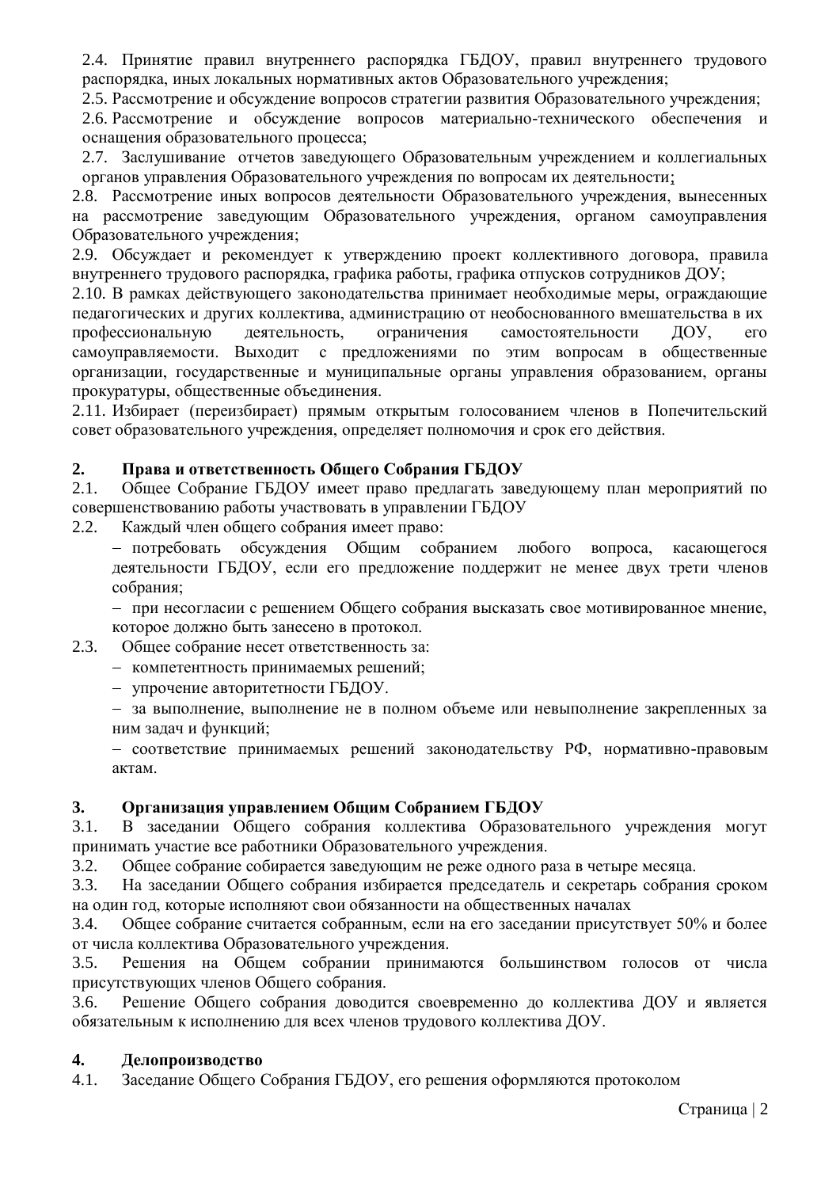2.4. Принятие правил внутреннего распорядка ГБДОУ, правил внутреннего трудового распорядка, иных локальных нормативных актов Образовательного учреждения;

2.5. Рассмотрение и обсуждение вопросов стратегии развития Образовательного учреждения;

2.6. Рассмотрение и обсуждение вопросов материально-технического обеспечения и оснащения образовательного процесса;

2.7. Заслушивание отчетов заведующего Образовательным учреждением и коллегиальных органов управления Образовательного учреждения по вопросам их деятельности;

2.8. Рассмотрение иных вопросов деятельности Образовательного учреждения, вынесенных на рассмотрение заведующим Образовательного учреждения, органом самоуправления Образовательного учреждения;

2.9. Обсуждает и рекомендует к утверждению проект коллективного договора, правила внутреннего трудового распорядка, графика работы, графика отпусков сотрудников ДОУ;

2.10. В рамках действующего законодательства принимает необходимые меры, ограждающие педагогических и других коллектива, администрацию от необоснованного вмешательства в их профессиональную деятельность, ограничения самостоятельности ДОУ, его самоуправляемости. Выходит с предложениями по этим вопросам в общественные организации, государственные и муниципальные органы управления образованием, органы прокуратуры, общественные объединения.

2.11. Избирает (переизбирает) прямым открытым голосованием членов в Попечительский совет образовательного учреждения, определяет полномочия и срок его действия.

## 2. Права и ответственность Общего Собрания ГБДОУ

2.1. Общее Собрание ГБДОУ имеет право предлагать заведующему план мероприятий по совершенствованию работы участвовать в управлении ГБДОУ

2.2. Каждый член общего собрания имеет право:

- потребовать обсуждения Общим собранием любого вопроса, касающегося деятельности ГБДОУ, если его предложение поддержит не менее двух трети членов собрания;
- при несогласии с решением Общего собрания высказать свое мотивированное мнение, которое должно быть занесено в протокол.

2.3. Общее собрание несет ответственность за:

- компетентность принимаемых решений;
- упрочение авторитетности ГБДОУ.
- за выполнение, выполнение не в полном объеме или невыполнение закрепленных за ним задач и функций;
- соответствие принимаемых решений законодательству РФ, нормативно-правовым актам.

## 3. Организация управлением Общим Собранием ГБДОУ

3.1. В заседании Общего собрания коллектива Образовательного учреждения могут принимать участие все работники Образовательного учреждения.

3.2. Общее собрание собирается заведующим не реже одного раза в четыре месяца.

3.3. На заседании Общего собрания избирается председатель и секретарь собрания сроком на один год, которые исполняют свои обязанности на общественных началах

3.4. Общее собрание считается собранным, если на его заседании присутствует 50% и более от числа коллектива Образовательного учреждения.

3.5. Решения на Общем собрании принимаются большинством голосов от числа присутствующих членов Общего собрания.

3.6. Решение Общего собрания доводится своевременно до коллектива ДОУ и является обязательным к исполнению для всех членов трудового коллектива ДОУ.

## 4. Делопроизводство

4.1. Заседание Общего Собрания ГБДОУ, его решения оформляются протоколом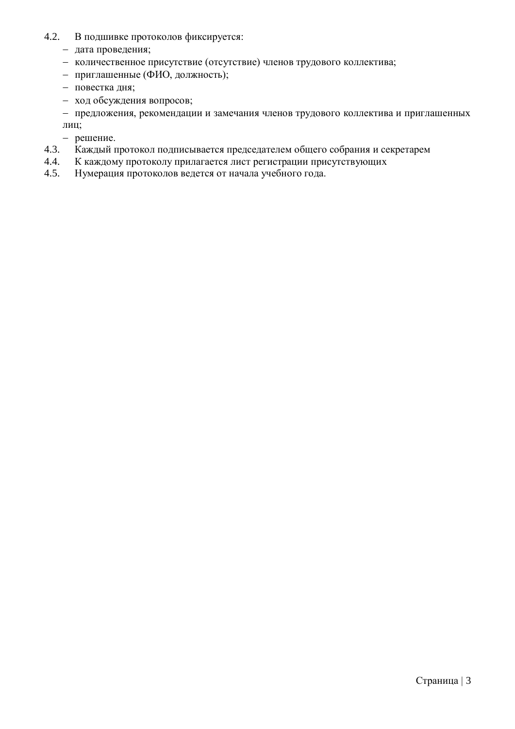4.2. В подшивке протоколов фиксируется:

- дата проведения;
- количественное присутствие (отсутствие) членов трудового коллектива;
- приглашенные (ФИО, должность);
- повестка дня;
- ход обсуждения вопросов;
- предложения, рекомендации и замечания членов трудового коллектива и приглашенных лиц;
- решение.

4.3. Каждый протокол подписывается председателем общего собрания и секретарем

4.4. К каждому протоколу прилагается лист регистрации присутствующих

4.5. Нумерация протоколов ведется от начала учебного года.